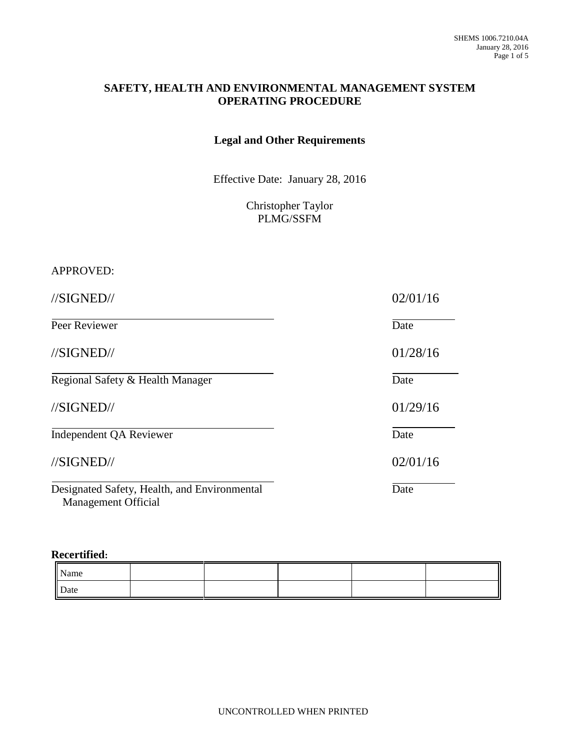# SAFETY, HEALTH AND ENVIRONMENTAL MANAGEMENT SYSTEM OPERATING PROCEDURE

## Legal and Other Requirements

Effective Date: January 28, 2016

Christopher Taylor
PLMG/SSFM

APPROVED:

| | |
|---|---|
| //SIGNED// | 02/01/16 |
| Peer Reviewer | Date |
| //SIGNED// | 01/28/16 |
| Regional Safety & Health Manager | Date |
| //SIGNED// | 01/29/16 |
| Independent QA Reviewer | Date |
| //SIGNED// | 02/01/16 |
| Designated Safety, Health, and Environmental Management Official | Date |

**Recertified:**

| Name | | | | | |
|---|---|---|---|---|---|
| Date | | | | | |

UNCONTROLLED WHEN PRINTED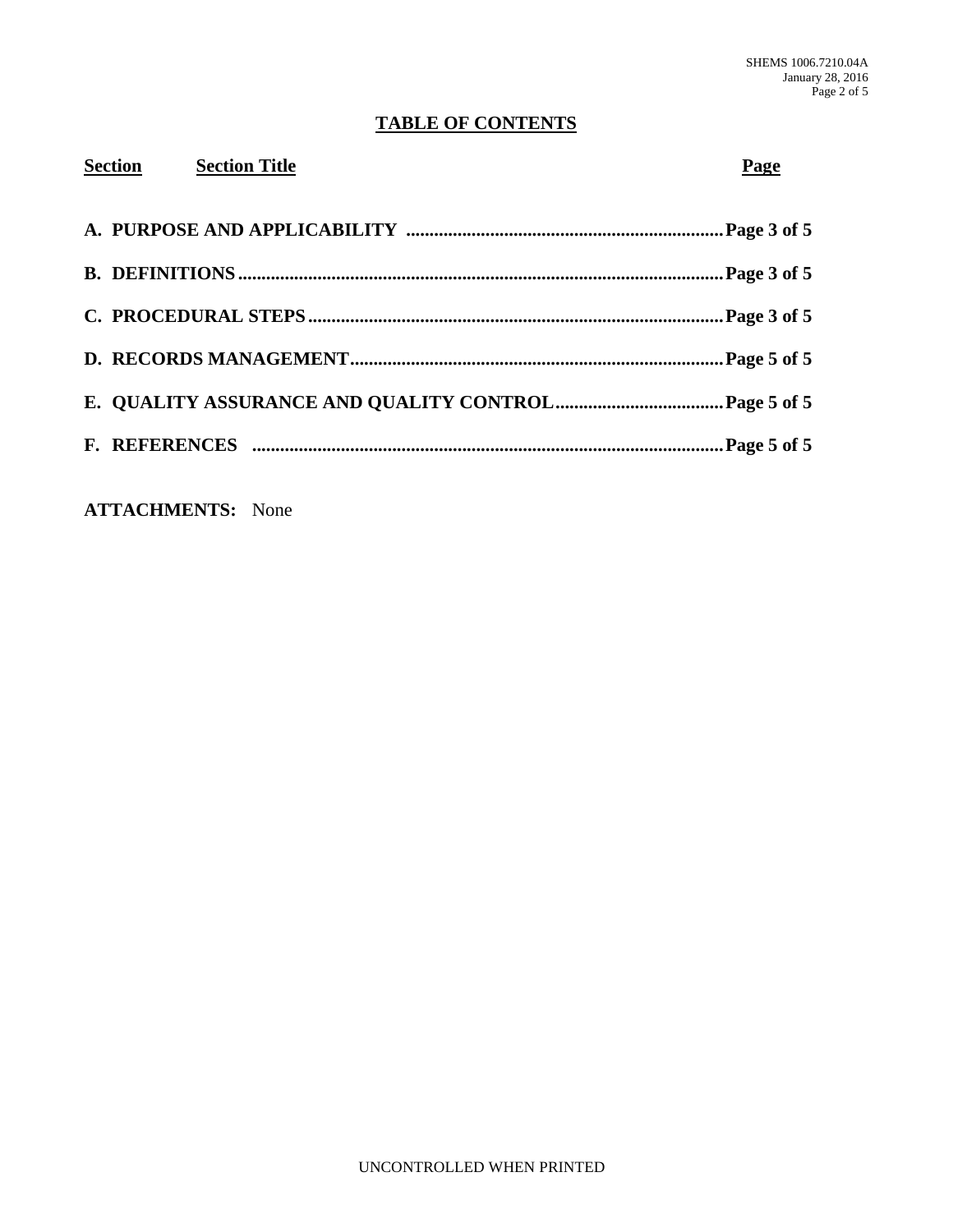## TABLE OF CONTENTS

| Section | Section Title | Page |
|---|---|---|
| **A.** | **PURPOSE AND APPLICABILITY** | **Page 3 of 5** |
| **B.** | **DEFINITIONS** | **Page 3 of 5** |
| **C.** | **PROCEDURAL STEPS** | **Page 3 of 5** |
| **D.** | **RECORDS MANAGEMENT** | **Page 5 of 5** |
| **E.** | **QUALITY ASSURANCE AND QUALITY CONTROL** | **Page 5 of 5** |
| **F.** | **REFERENCES** | **Page 5 of 5** |

**ATTACHMENTS:** None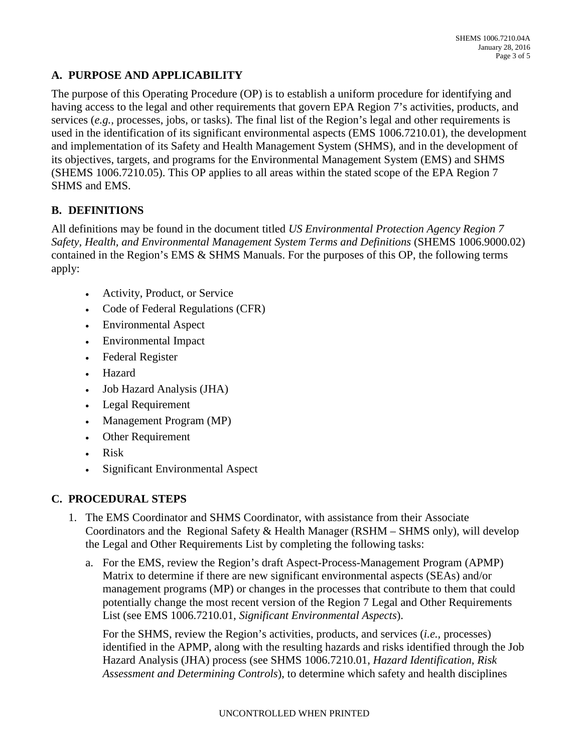## A. PURPOSE AND APPLICABILITY

The purpose of this Operating Procedure (OP) is to establish a uniform procedure for identifying and having access to the legal and other requirements that govern EPA Region 7's activities, products, and services (*e.g.*, processes, jobs, or tasks). The final list of the Region's legal and other requirements is used in the identification of its significant environmental aspects (EMS 1006.7210.01), the development and implementation of its Safety and Health Management System (SHMS), and in the development of its objectives, targets, and programs for the Environmental Management System (EMS) and SHMS (SHEMS 1006.7210.05). This OP applies to all areas within the stated scope of the EPA Region 7 SHMS and EMS.

## B. DEFINITIONS

All definitions may be found in the document titled *US Environmental Protection Agency Region 7 Safety, Health, and Environmental Management System Terms and Definitions* (SHEMS 1006.9000.02) contained in the Region's EMS & SHMS Manuals. For the purposes of this OP, the following terms apply:

- Activity, Product, or Service
- Code of Federal Regulations (CFR)
- Environmental Aspect
- Environmental Impact
- Federal Register
- Hazard
- Job Hazard Analysis (JHA)
- Legal Requirement
- Management Program (MP)
- Other Requirement
- Risk
- Significant Environmental Aspect

## C. PROCEDURAL STEPS

1. The EMS Coordinator and SHMS Coordinator, with assistance from their Associate Coordinators and the Regional Safety & Health Manager (RSHM – SHMS only), will develop the Legal and Other Requirements List by completing the following tasks:

   a. For the EMS, review the Region's draft Aspect-Process-Management Program (APMP) Matrix to determine if there are new significant environmental aspects (SEAs) and/or management programs (MP) or changes in the processes that contribute to them that could potentially change the most recent version of the Region 7 Legal and Other Requirements List (see EMS 1006.7210.01, *Significant Environmental Aspects*).

      For the SHMS, review the Region's activities, products, and services (*i.e.*, processes) identified in the APMP, along with the resulting hazards and risks identified through the Job Hazard Analysis (JHA) process (see SHMS 1006.7210.01, *Hazard Identification, Risk Assessment and Determining Controls*), to determine which safety and health disciplines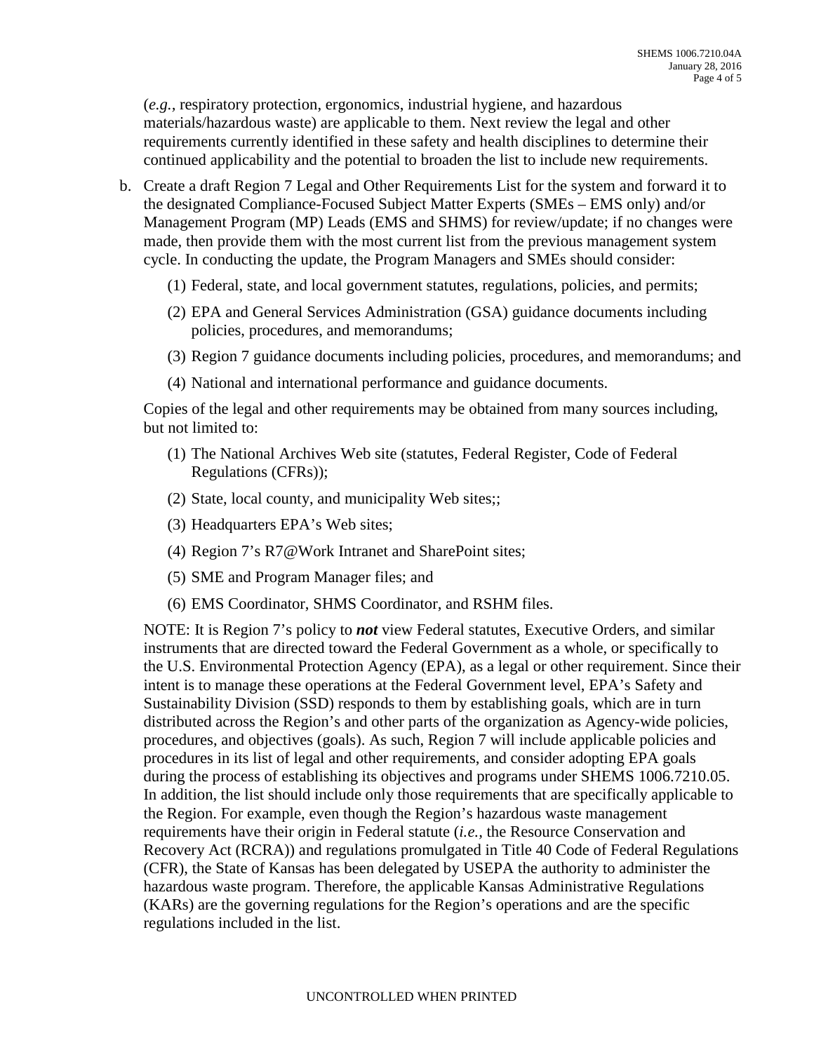(*e.g.*, respiratory protection, ergonomics, industrial hygiene, and hazardous materials/hazardous waste) are applicable to them. Next review the legal and other requirements currently identified in these safety and health disciplines to determine their continued applicability and the potential to broaden the list to include new requirements.

b. Create a draft Region 7 Legal and Other Requirements List for the system and forward it to the designated Compliance-Focused Subject Matter Experts (SMEs – EMS only) and/or Management Program (MP) Leads (EMS and SHMS) for review/update; if no changes were made, then provide them with the most current list from the previous management system cycle. In conducting the update, the Program Managers and SMEs should consider:

    (1) Federal, state, and local government statutes, regulations, policies, and permits;

    (2) EPA and General Services Administration (GSA) guidance documents including policies, procedures, and memorandums;

    (3) Region 7 guidance documents including policies, procedures, and memorandums; and

    (4) National and international performance and guidance documents.

    Copies of the legal and other requirements may be obtained from many sources including, but not limited to:

    (1) The National Archives Web site (statutes, Federal Register, Code of Federal Regulations (CFRs));

    (2) State, local county, and municipality Web sites;;

    (3) Headquarters EPA's Web sites;

    (4) Region 7's R7@Work Intranet and SharePoint sites;

    (5) SME and Program Manager files; and

    (6) EMS Coordinator, SHMS Coordinator, and RSHM files.

    NOTE: It is Region 7's policy to ***not*** view Federal statutes, Executive Orders, and similar instruments that are directed toward the Federal Government as a whole, or specifically to the U.S. Environmental Protection Agency (EPA), as a legal or other requirement. Since their intent is to manage these operations at the Federal Government level, EPA's Safety and Sustainability Division (SSD) responds to them by establishing goals, which are in turn distributed across the Region's and other parts of the organization as Agency-wide policies, procedures, and objectives (goals). As such, Region 7 will include applicable policies and procedures in its list of legal and other requirements, and consider adopting EPA goals during the process of establishing its objectives and programs under SHEMS 1006.7210.05. In addition, the list should include only those requirements that are specifically applicable to the Region. For example, even though the Region's hazardous waste management requirements have their origin in Federal statute (*i.e.*, the Resource Conservation and Recovery Act (RCRA)) and regulations promulgated in Title 40 Code of Federal Regulations (CFR), the State of Kansas has been delegated by USEPA the authority to administer the hazardous waste program. Therefore, the applicable Kansas Administrative Regulations (KARs) are the governing regulations for the Region's operations and are the specific regulations included in the list.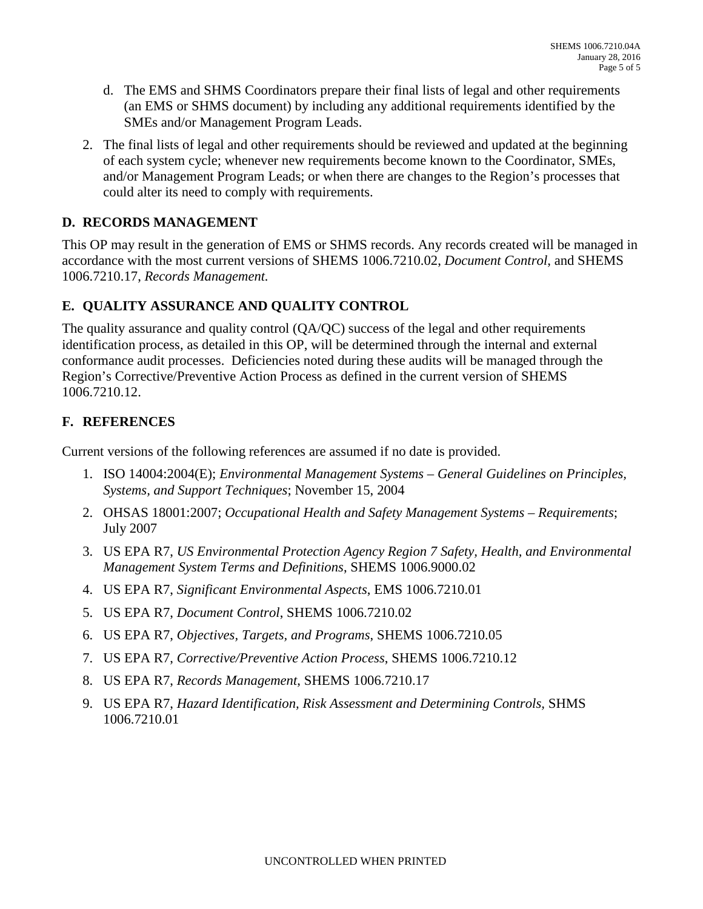d. The EMS and SHMS Coordinators prepare their final lists of legal and other requirements (an EMS or SHMS document) by including any additional requirements identified by the SMEs and/or Management Program Leads.

2. The final lists of legal and other requirements should be reviewed and updated at the beginning of each system cycle; whenever new requirements become known to the Coordinator, SMEs, and/or Management Program Leads; or when there are changes to the Region's processes that could alter its need to comply with requirements.

## D. RECORDS MANAGEMENT

This OP may result in the generation of EMS or SHMS records. Any records created will be managed in accordance with the most current versions of SHEMS 1006.7210.02, *Document Control*, and SHEMS 1006.7210.17, *Records Management.*

## E. QUALITY ASSURANCE AND QUALITY CONTROL

The quality assurance and quality control (QA/QC) success of the legal and other requirements identification process, as detailed in this OP, will be determined through the internal and external conformance audit processes. Deficiencies noted during these audits will be managed through the Region's Corrective/Preventive Action Process as defined in the current version of SHEMS 1006.7210.12.

## F. REFERENCES

Current versions of the following references are assumed if no date is provided.

1. ISO 14004:2004(E); *Environmental Management Systems – General Guidelines on Principles, Systems, and Support Techniques*; November 15, 2004
2. OHSAS 18001:2007; *Occupational Health and Safety Management Systems – Requirements*; July 2007
3. US EPA R7, *US Environmental Protection Agency Region 7 Safety, Health, and Environmental Management System Terms and Definitions*, SHEMS 1006.9000.02
4. US EPA R7, *Significant Environmental Aspects*, EMS 1006.7210.01
5. US EPA R7, *Document Control*, SHEMS 1006.7210.02
6. US EPA R7, *Objectives, Targets, and Programs*, SHEMS 1006.7210.05
7. US EPA R7, *Corrective/Preventive Action Process*, SHEMS 1006.7210.12
8. US EPA R7, *Records Management*, SHEMS 1006.7210.17
9. US EPA R7, *Hazard Identification, Risk Assessment and Determining Controls*, SHMS 1006.7210.01

UNCONTROLLED WHEN PRINTED